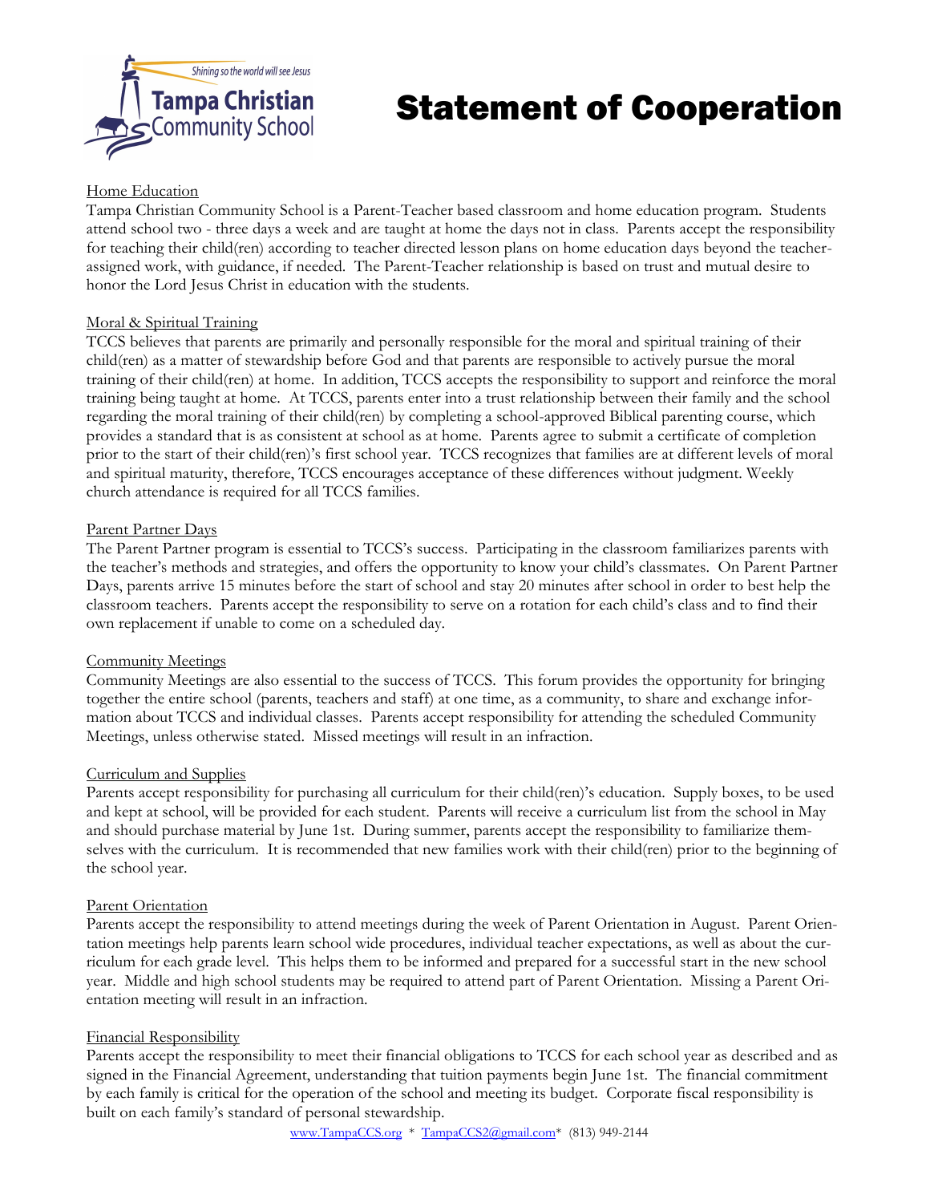Tampa Christian Community School

Shining so the world will see Jesus

# Statement of Cooperation

## Home Education

Tampa Christian Community School is a Parent-Teacher based classroom and home education program. Students attend school two - three days a week and are taught at home the days not in class. Parents accept the responsibility for teaching their child(ren) according to teacher directed lesson plans on home education days beyond the teacher-assigned work, with guidance, if needed. The Parent-Teacher relationship is based on trust and mutual desire to honor the Lord Jesus Christ in education with the students.

## Moral & Spiritual Training

TCCS believes that parents are primarily and personally responsible for the moral and spiritual training of their child(ren) as a matter of stewardship before God and that parents are responsible to actively pursue the moral training of their child(ren) at home. In addition, TCCS accepts the responsibility to support and reinforce the moral training being taught at home. At TCCS, parents enter into a trust relationship between their family and the school regarding the moral training of their child(ren) by completing a school-approved Biblical parenting course, which provides a standard that is as consistent at school as at home. Parents agree to submit a certificate of completion prior to the start of their child(ren)'s first school year. TCCS recognizes that families are at different levels of moral and spiritual maturity, therefore, TCCS encourages acceptance of these differences without judgment. Weekly church attendance is required for all TCCS families.

## Parent Partner Days

The Parent Partner program is essential to TCCS's success. Participating in the classroom familiarizes parents with the teacher's methods and strategies, and offers the opportunity to know your child's classmates. On Parent Partner Days, parents arrive 15 minutes before the start of school and stay 20 minutes after school in order to best help the classroom teachers. Parents accept the responsibility to serve on a rotation for each child's class and to find their own replacement if unable to come on a scheduled day.

## Community Meetings

Community Meetings are also essential to the success of TCCS. This forum provides the opportunity for bringing together the entire school (parents, teachers and staff) at one time, as a community, to share and exchange information about TCCS and individual classes. Parents accept responsibility for attending the scheduled Community Meetings, unless otherwise stated. Missed meetings will result in an infraction.

## Curriculum and Supplies

Parents accept responsibility for purchasing all curriculum for their child(ren)'s education. Supply boxes, to be used and kept at school, will be provided for each student. Parents will receive a curriculum list from the school in May and should purchase material by June 1st. During summer, parents accept the responsibility to familiarize themselves with the curriculum. It is recommended that new families work with their child(ren) prior to the beginning of the school year.

## Parent Orientation

Parents accept the responsibility to attend meetings during the week of Parent Orientation in August. Parent Orientation meetings help parents learn school wide procedures, individual teacher expectations, as well as about the curriculum for each grade level. This helps them to be informed and prepared for a successful start in the new school year. Middle and high school students may be required to attend part of Parent Orientation. Missing a Parent Orientation meeting will result in an infraction.

## Financial Responsibility

Parents accept the responsibility to meet their financial obligations to TCCS for each school year as described and as signed in the Financial Agreement, understanding that tuition payments begin June 1st. The financial commitment by each family is critical for the operation of the school and meeting its budget. Corporate fiscal responsibility is built on each family's standard of personal stewardship.

www.TampaCCS.org * TampaCCS2@gmail.com* (813) 949-2144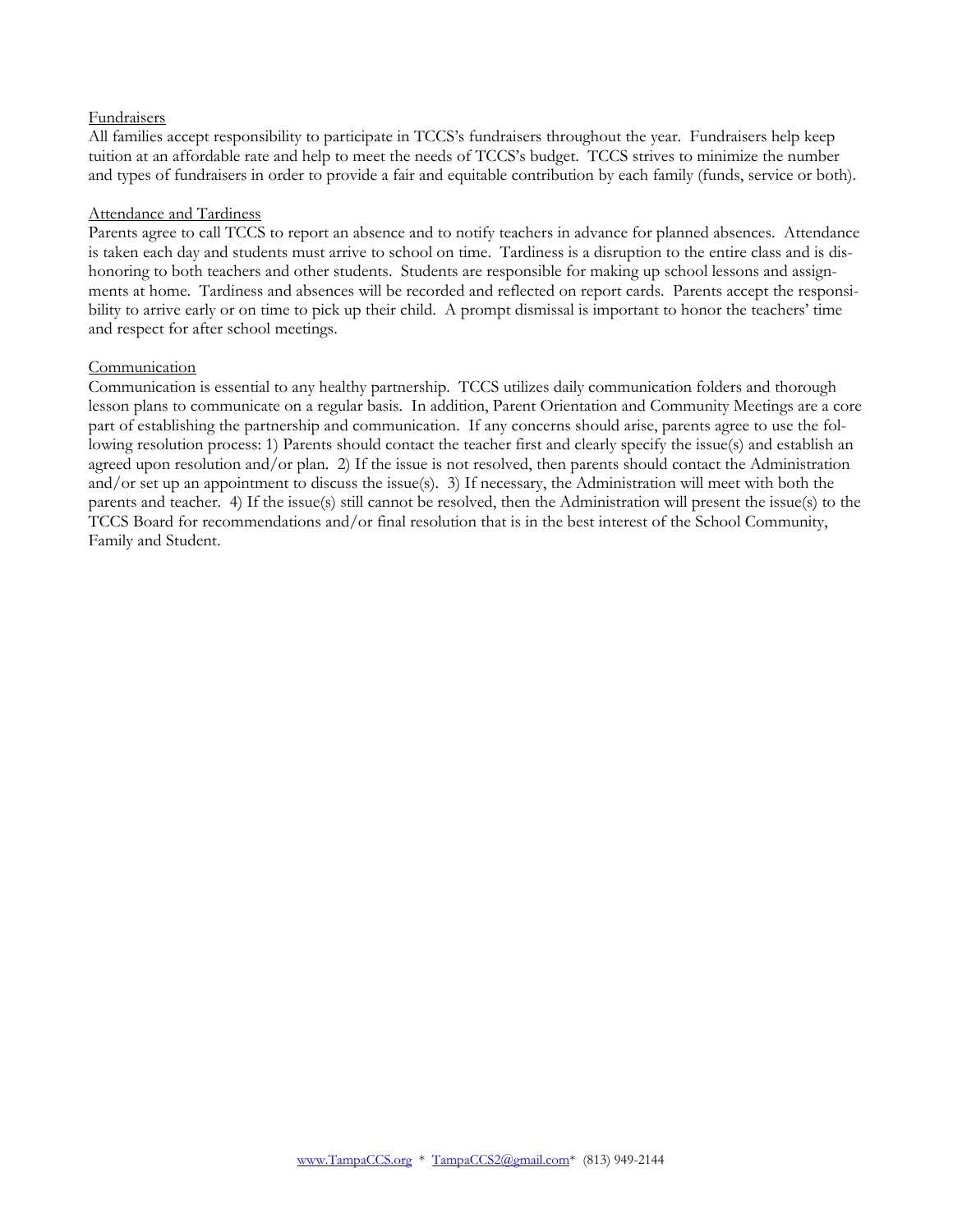<u>Fundraisers</u>

All families accept responsibility to participate in TCCS's fundraisers throughout the year. Fundraisers help keep tuition at an affordable rate and help to meet the needs of TCCS's budget. TCCS strives to minimize the number and types of fundraisers in order to provide a fair and equitable contribution by each family (funds, service or both).

<u>Attendance and Tardiness</u>

Parents agree to call TCCS to report an absence and to notify teachers in advance for planned absences. Attendance is taken each day and students must arrive to school on time. Tardiness is a disruption to the entire class and is dishonoring to both teachers and other students. Students are responsible for making up school lessons and assignments at home. Tardiness and absences will be recorded and reflected on report cards. Parents accept the responsibility to arrive early or on time to pick up their child. A prompt dismissal is important to honor the teachers' time and respect for after school meetings.

<u>Communication</u>

Communication is essential to any healthy partnership. TCCS utilizes daily communication folders and thorough lesson plans to communicate on a regular basis. In addition, Parent Orientation and Community Meetings are a core part of establishing the partnership and communication. If any concerns should arise, parents agree to use the following resolution process: 1) Parents should contact the teacher first and clearly specify the issue(s) and establish an agreed upon resolution and/or plan. 2) If the issue is not resolved, then parents should contact the Administration and/or set up an appointment to discuss the issue(s). 3) If necessary, the Administration will meet with both the parents and teacher. 4) If the issue(s) still cannot be resolved, then the Administration will present the issue(s) to the TCCS Board for recommendations and/or final resolution that is in the best interest of the School Community, Family and Student.

www.TampaCCS.org * TampaCCS2@gmail.com* (813) 949-2144